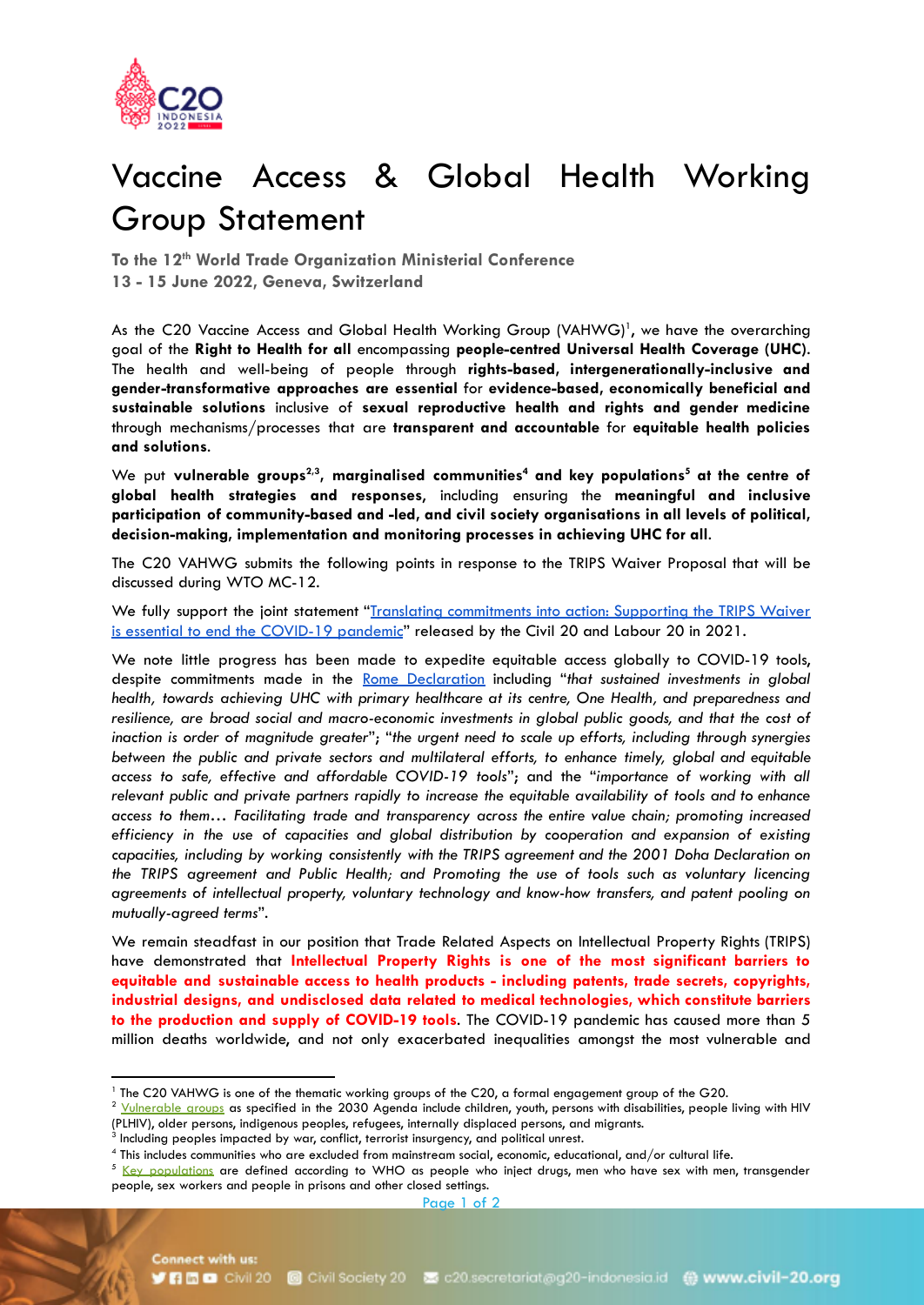# Vaccine Access & Global Health Working Group Statement

**To the 12th World Trade Organization Ministerial Conference**
**13 - 15 June 2022, Geneva, Switzerland**

As the C20 Vaccine Access and Global Health Working Group (VAHWG)[1], we have the overarching goal of the **Right to Health for all** encompassing **people-centred Universal Health Coverage (UHC).** The health and well-being of people through **rights-based, intergenerationally-inclusive and gender-transformative approaches are essential** for **evidence-based, economically beneficial and sustainable solutions** inclusive of **sexual reproductive health and rights and gender medicine** through mechanisms/processes that are **transparent and accountable** for **equitable health policies and solutions.**

We put **vulnerable groups[2,3], marginalised communities[4] and key populations[5] at the centre of global health strategies and responses,** including ensuring the **meaningful and inclusive participation of community-based and -led, and civil society organisations in all levels of political, decision-making, implementation and monitoring processes in achieving UHC for all.**

The C20 VAHWG submits the following points in response to the TRIPS Waiver Proposal that will be discussed during WTO MC-12.

We fully support the joint statement "Translating commitments into action: Supporting the TRIPS Waiver is essential to end the COVID-19 pandemic" released by the Civil 20 and Labour 20 in 2021.

We note little progress has been made to expedite equitable access globally to COVID-19 tools, despite commitments made in the Rome Declaration including "*that sustained investments in global health, towards achieving UHC with primary healthcare at its centre, One Health, and preparedness and resilience, are broad social and macro-economic investments in global public goods, and that the cost of inaction is order of magnitude greater*"; "*the urgent need to scale up efforts, including through synergies between the public and private sectors and multilateral efforts, to enhance timely, global and equitable access to safe, effective and affordable COVID-19 tools*"; and the "*importance of working with all relevant public and private partners rapidly to increase the equitable availability of tools and to enhance access to them… Facilitating trade and transparency across the entire value chain; promoting increased efficiency in the use of capacities and global distribution by cooperation and expansion of existing capacities, including by working consistently with the TRIPS agreement and the 2001 Doha Declaration on the TRIPS agreement and Public Health; and Promoting the use of tools such as voluntary licencing agreements of intellectual property, voluntary technology and know-how transfers, and patent pooling on mutually-agreed terms*".

We remain steadfast in our position that Trade Related Aspects on Intellectual Property Rights (TRIPS) have demonstrated that **Intellectual Property Rights is one of the most significant barriers to equitable and sustainable access to health products - including patents, trade secrets, copyrights, industrial designs, and undisclosed data related to medical technologies, which constitute barriers to the production and supply of COVID-19 tools.** The COVID-19 pandemic has caused more than 5 million deaths worldwide, and not only exacerbated inequalities amongst the most vulnerable and

---

[1] The C20 VAHWG is one of the thematic working groups of the C20, a formal engagement group of the G20.

[2] Vulnerable groups as specified in the 2030 Agenda include children, youth, persons with disabilities, people living with HIV (PLHIV), older persons, indigenous peoples, refugees, internally displaced persons, and migrants.

[3] Including peoples impacted by war, conflict, terrorist insurgency, and political unrest.

[4] This includes communities who are excluded from mainstream social, economic, educational, and/or cultural life.

[5] Key populations are defined according to WHO as people who inject drugs, men who have sex with men, transgender people, sex workers and people in prisons and other closed settings.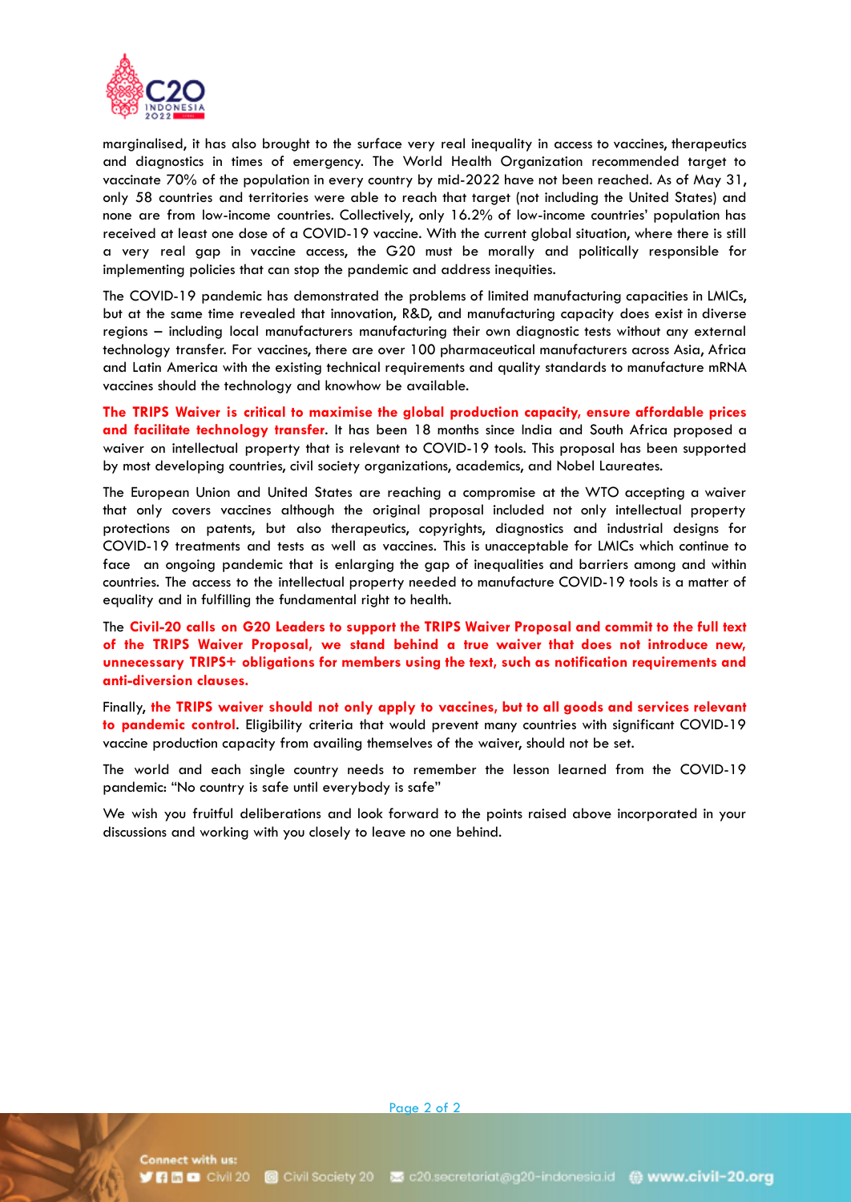marginalised, it has also brought to the surface very real inequality in access to vaccines, therapeutics and diagnostics in times of emergency. The World Health Organization recommended target to vaccinate 70% of the population in every country by mid-2022 have not been reached. As of May 31, only 58 countries and territories were able to reach that target (not including the United States) and none are from low-income countries. Collectively, only 16.2% of low-income countries' population has received at least one dose of a COVID-19 vaccine. With the current global situation, where there is still a very real gap in vaccine access, the G20 must be morally and politically responsible for implementing policies that can stop the pandemic and address inequities.

The COVID-19 pandemic has demonstrated the problems of limited manufacturing capacities in LMICs, but at the same time revealed that innovation, R&D, and manufacturing capacity does exist in diverse regions – including local manufacturers manufacturing their own diagnostic tests without any external technology transfer. For vaccines, there are over 100 pharmaceutical manufacturers across Asia, Africa and Latin America with the existing technical requirements and quality standards to manufacture mRNA vaccines should the technology and knowhow be available.

**The TRIPS Waiver is critical to maximise the global production capacity, ensure affordable prices and facilitate technology transfer.** It has been 18 months since India and South Africa proposed a waiver on intellectual property that is relevant to COVID-19 tools. This proposal has been supported by most developing countries, civil society organizations, academics, and Nobel Laureates.

The European Union and United States are reaching a compromise at the WTO accepting a waiver that only covers vaccines although the original proposal included not only intellectual property protections on patents, but also therapeutics, copyrights, diagnostics and industrial designs for COVID-19 treatments and tests as well as vaccines. This is unacceptable for LMICs which continue to face an ongoing pandemic that is enlarging the gap of inequalities and barriers among and within countries. The access to the intellectual property needed to manufacture COVID-19 tools is a matter of equality and in fulfilling the fundamental right to health.

The **Civil-20 calls on G20 Leaders to support the TRIPS Waiver Proposal and commit to the full text of the TRIPS Waiver Proposal, we stand behind a true waiver that does not introduce new, unnecessary TRIPS+ obligations for members using the text, such as notification requirements and anti-diversion clauses.**

Finally, **the TRIPS waiver should not only apply to vaccines, but to all goods and services relevant to pandemic control**. Eligibility criteria that would prevent many countries with significant COVID-19 vaccine production capacity from availing themselves of the waiver, should not be set.

The world and each single country needs to remember the lesson learned from the COVID-19 pandemic: "No country is safe until everybody is safe"

We wish you fruitful deliberations and look forward to the points raised above incorporated in your discussions and working with you closely to leave no one behind.